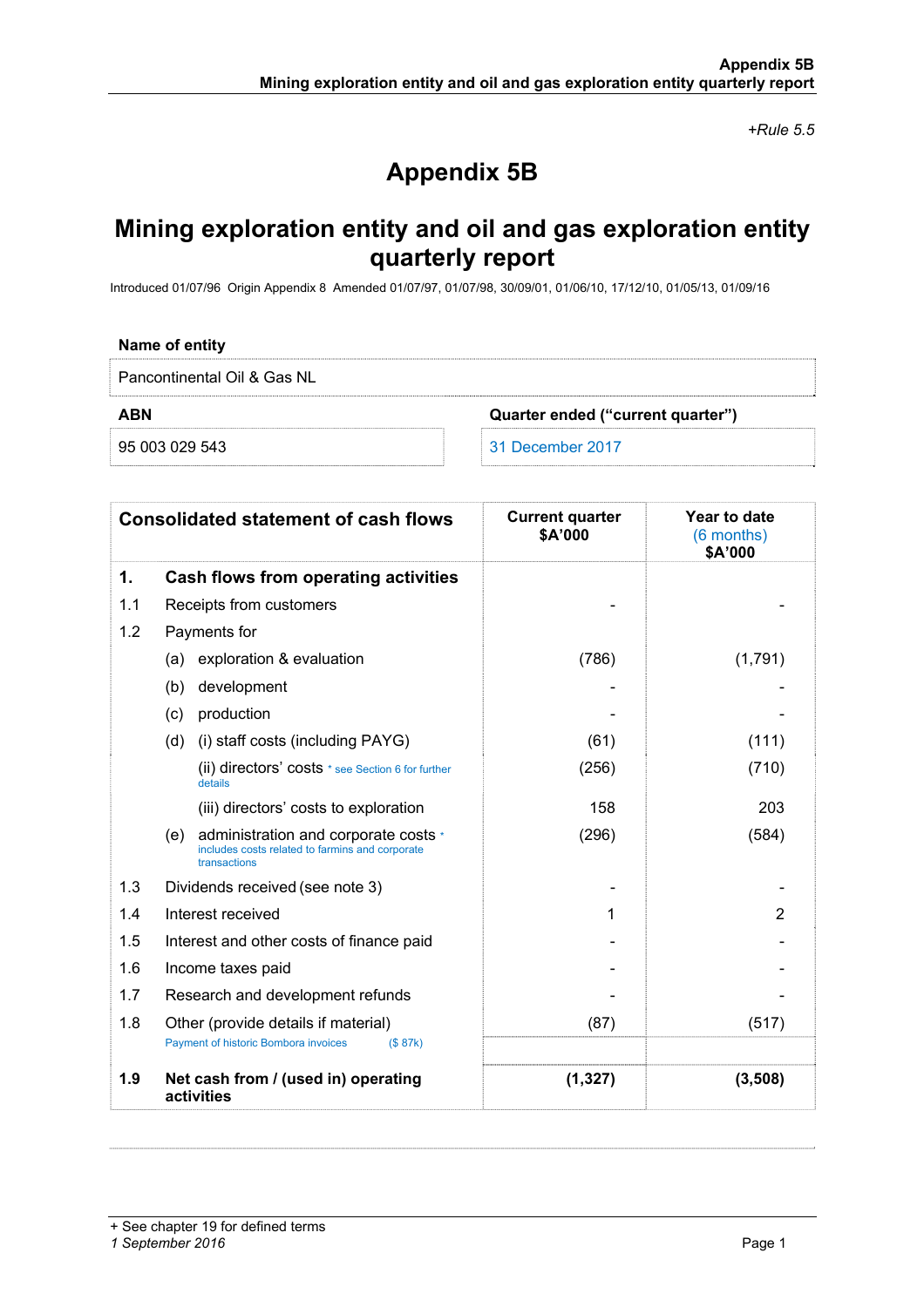+Rule 5.5

# Appendix 5B

# Mining exploration entity and oil and gas exploration entity quarterly report

Introduced 01/07/96 Origin Appendix 8 Amended 01/07/97, 01/07/98, 30/09/01, 01/06/10, 17/12/10, 01/05/13, 01/09/16

| Name of entity | |
|---|---|
| Pancontinental Oil & Gas NL | |

| ABN | Quarter ended ("current quarter") |
|---|---|
| 95 003 029 543 | 31 December 2017 |

| | Consolidated statement of cash flows | Current quarter $A'000 | Year to date (6 months) $A'000 |
|---|---|---|---|
| **1.** | **Cash flows from operating activities** | | |
| 1.1 | Receipts from customers | - | - |
| 1.2 | Payments for | | |
| | (a) exploration & evaluation | (786) | (1,791) |
| | (b) development | - | - |
| | (c) production | - | - |
| | (d) (i) staff costs (including PAYG) | (61) | (111) |
| | (ii) directors' costs * see Section 6 for further details | (256) | (710) |
| | (iii) directors' costs to exploration | 158 | 203 |
| | (e) administration and corporate costs * includes costs related to farmins and corporate transactions | (296) | (584) |
| 1.3 | Dividends received (see note 3) | - | - |
| 1.4 | Interest received | 1 | 2 |
| 1.5 | Interest and other costs of finance paid | - | - |
| 1.6 | Income taxes paid | - | - |
| 1.7 | Research and development refunds | - | - |
| 1.8 | Other (provide details if material) Payment of historic Bombora invoices ($ 87k) | (87) | (517) |
| **1.9** | **Net cash from / (used in) operating activities** | **(1,327)** | **(3,508)** |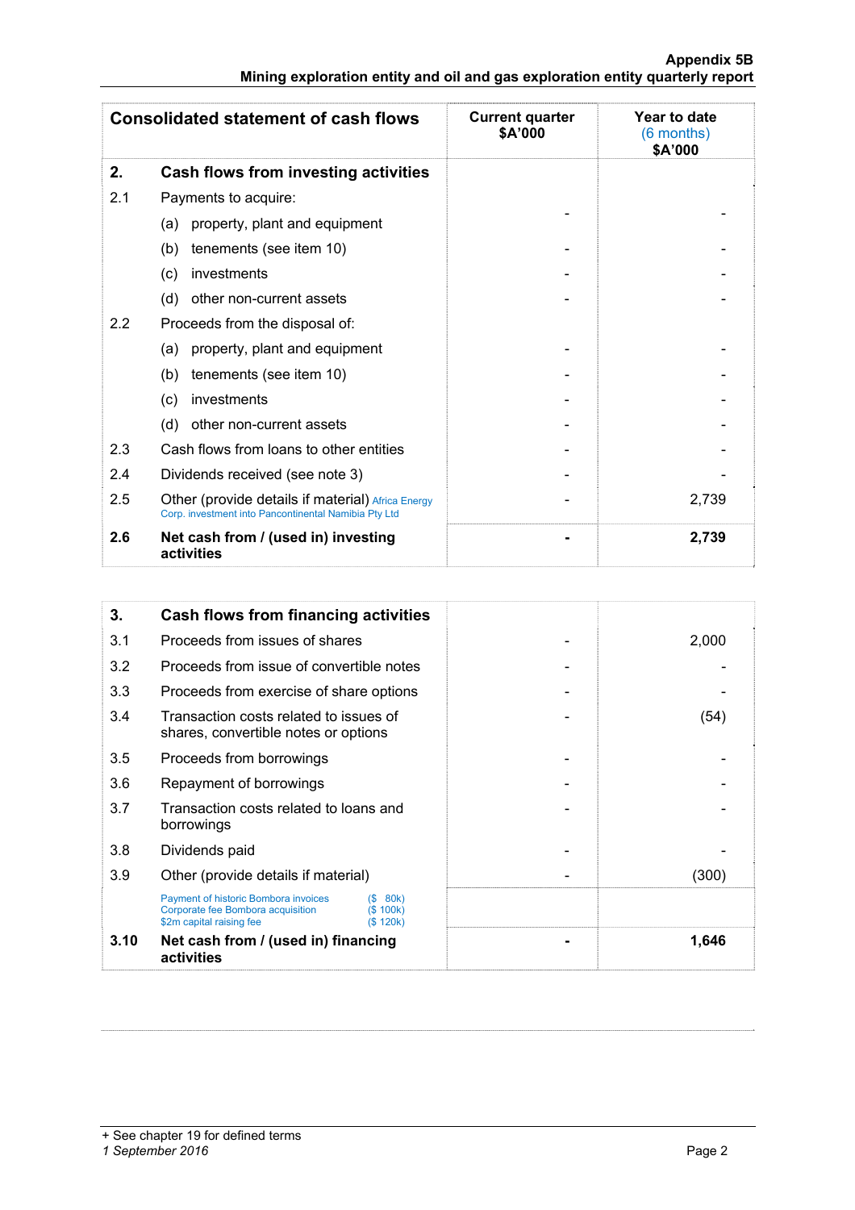| Consolidated statement of cash flows | | Current quarter $A'000 | Year to date (6 months) $A'000 |
|---|---|---|---|
| **2.** | **Cash flows from investing activities** | | |
| 2.1 | Payments to acquire: | | |
| | (a) property, plant and equipment | - | - |
| | (b) tenements (see item 10) | - | - |
| | (c) investments | - | - |
| | (d) other non-current assets | - | - |
| 2.2 | Proceeds from the disposal of: | | |
| | (a) property, plant and equipment | - | - |
| | (b) tenements (see item 10) | - | - |
| | (c) investments | - | - |
| | (d) other non-current assets | - | - |
| 2.3 | Cash flows from loans to other entities | - | - |
| 2.4 | Dividends received (see note 3) | - | - |
| 2.5 | Other (provide details if material) Africa Energy Corp. investment into Pancontinental Namibia Pty Ltd | - | 2,739 |
| **2.6** | **Net cash from / (used in) investing activities** | **-** | **2,739** |

| | | Current quarter $A'000 | Year to date (6 months) $A'000 |
|---|---|---|---|
| **3.** | **Cash flows from financing activities** | | |
| 3.1 | Proceeds from issues of shares | - | 2,000 |
| 3.2 | Proceeds from issue of convertible notes | - | - |
| 3.3 | Proceeds from exercise of share options | - | - |
| 3.4 | Transaction costs related to issues of shares, convertible notes or options | - | (54) |
| 3.5 | Proceeds from borrowings | - | - |
| 3.6 | Repayment of borrowings | - | - |
| 3.7 | Transaction costs related to loans and borrowings | - | - |
| 3.8 | Dividends paid | - | - |
| 3.9 | Other (provide details if material) | - | (300) |
| | Payment of historic Bombora invoices ($ 80k)<br>Corporate fee Bombora acquisition ($ 100k)<br>$2m capital raising fee ($ 120k) | | |
| **3.10** | **Net cash from / (used in) financing activities** | **-** | **1,646** |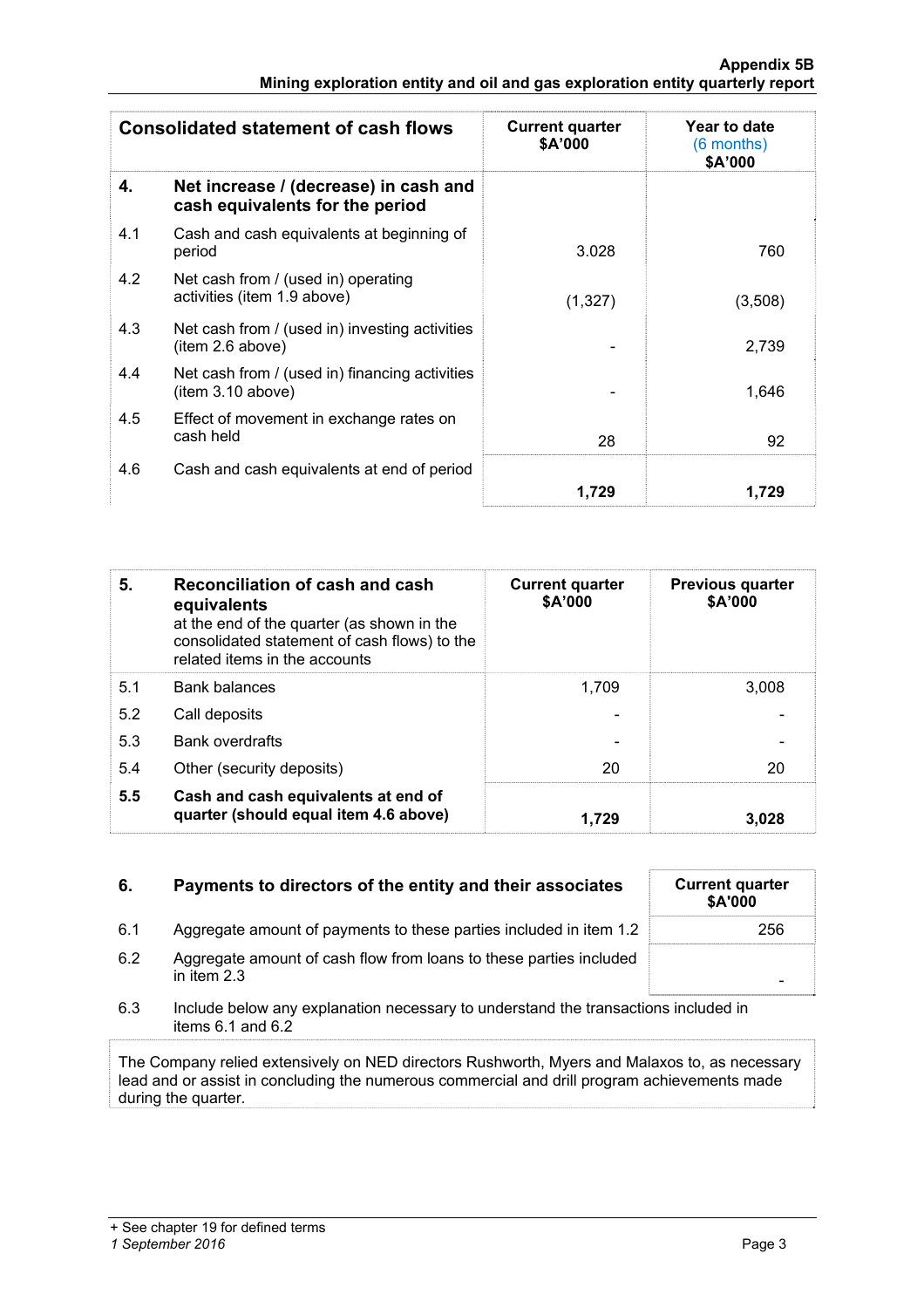| Consolidated statement of cash flows | | Current quarter $A'000 | Year to date (6 months) $A'000 |
|---|---|---|---|
| **4.** | **Net increase / (decrease) in cash and cash equivalents for the period** | | |
| 4.1 | Cash and cash equivalents at beginning of period | 3.028 | 760 |
| 4.2 | Net cash from / (used in) operating activities (item 1.9 above) | (1,327) | (3,508) |
| 4.3 | Net cash from / (used in) investing activities (item 2.6 above) | - | 2,739 |
| 4.4 | Net cash from / (used in) financing activities (item 3.10 above) | - | 1,646 |
| 4.5 | Effect of movement in exchange rates on cash held | 28 | 92 |
| 4.6 | Cash and cash equivalents at end of period | **1,729** | **1,729** |

| **5.** | **Reconciliation of cash and cash equivalents** at the end of the quarter (as shown in the consolidated statement of cash flows) to the related items in the accounts | Current quarter $A'000 | Previous quarter $A'000 |
|---|---|---|---|
| 5.1 | Bank balances | 1,709 | 3,008 |
| 5.2 | Call deposits | - | - |
| 5.3 | Bank overdrafts | - | - |
| 5.4 | Other (security deposits) | 20 | 20 |
| **5.5** | **Cash and cash equivalents at end of quarter (should equal item 4.6 above)** | **1,729** | **3,028** |

| **6.** | **Payments to directors of the entity and their associates** | Current quarter $A'000 |
|---|---|---|
| 6.1 | Aggregate amount of payments to these parties included in item 1.2 | 256 |
| 6.2 | Aggregate amount of cash flow from loans to these parties included in item 2.3 | - |

6.3 Include below any explanation necessary to understand the transactions included in items 6.1 and 6.2

The Company relied extensively on NED directors Rushworth, Myers and Malaxos to, as necessary lead and or assist in concluding the numerous commercial and drill program achievements made during the quarter.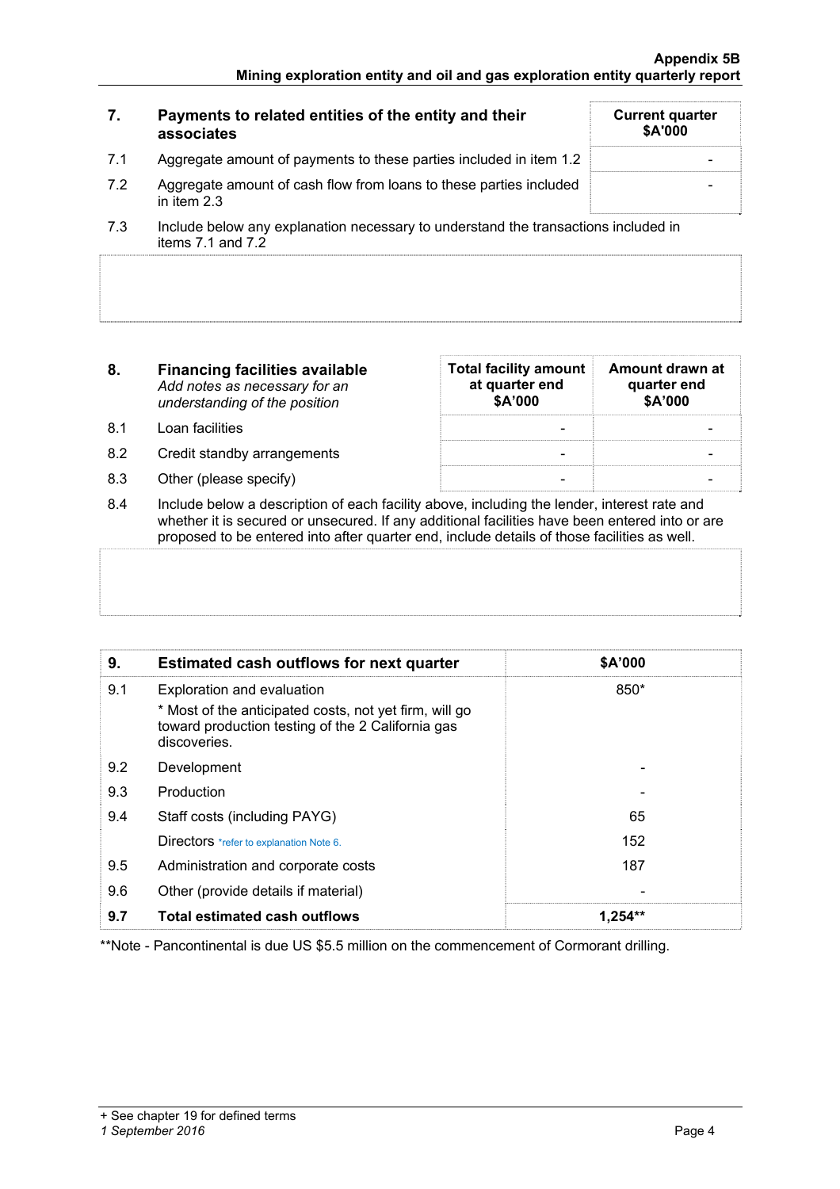| 7. | Payments to related entities of the entity and their associates | Current quarter $A'000 |
|---|---|---|
| 7.1 | Aggregate amount of payments to these parties included in item 1.2 | - |
| 7.2 | Aggregate amount of cash flow from loans to these parties included in item 2.3 | - |

7.3 Include below any explanation necessary to understand the transactions included in items 7.1 and 7.2

| 8. | Financing facilities available *Add notes as necessary for an understanding of the position* | Total facility amount at quarter end $A'000 | Amount drawn at quarter end $A'000 |
|---|---|---|---|
| 8.1 | Loan facilities | - | - |
| 8.2 | Credit standby arrangements | - | - |
| 8.3 | Other (please specify) | - | - |

8.4 Include below a description of each facility above, including the lender, interest rate and whether it is secured or unsecured. If any additional facilities have been entered into or are proposed to be entered into after quarter end, include details of those facilities as well.

| 9. | Estimated cash outflows for next quarter | $A'000 |
|---|---|---|
| 9.1 | Exploration and evaluation<br>* Most of the anticipated costs, not yet firm, will go toward production testing of the 2 California gas discoveries. | 850* |
| 9.2 | Development | - |
| 9.3 | Production | - |
| 9.4 | Staff costs (including PAYG) | 65 |
| | Directors *refer to explanation Note 6. | 152 |
| 9.5 | Administration and corporate costs | 187 |
| 9.6 | Other (provide details if material) | - |
| **9.7** | **Total estimated cash outflows** | **1,254**** |

**Note - Pancontinental is due US $5.5 million on the commencement of Cormorant drilling.

+ See chapter 19 for defined terms
*1 September 2016*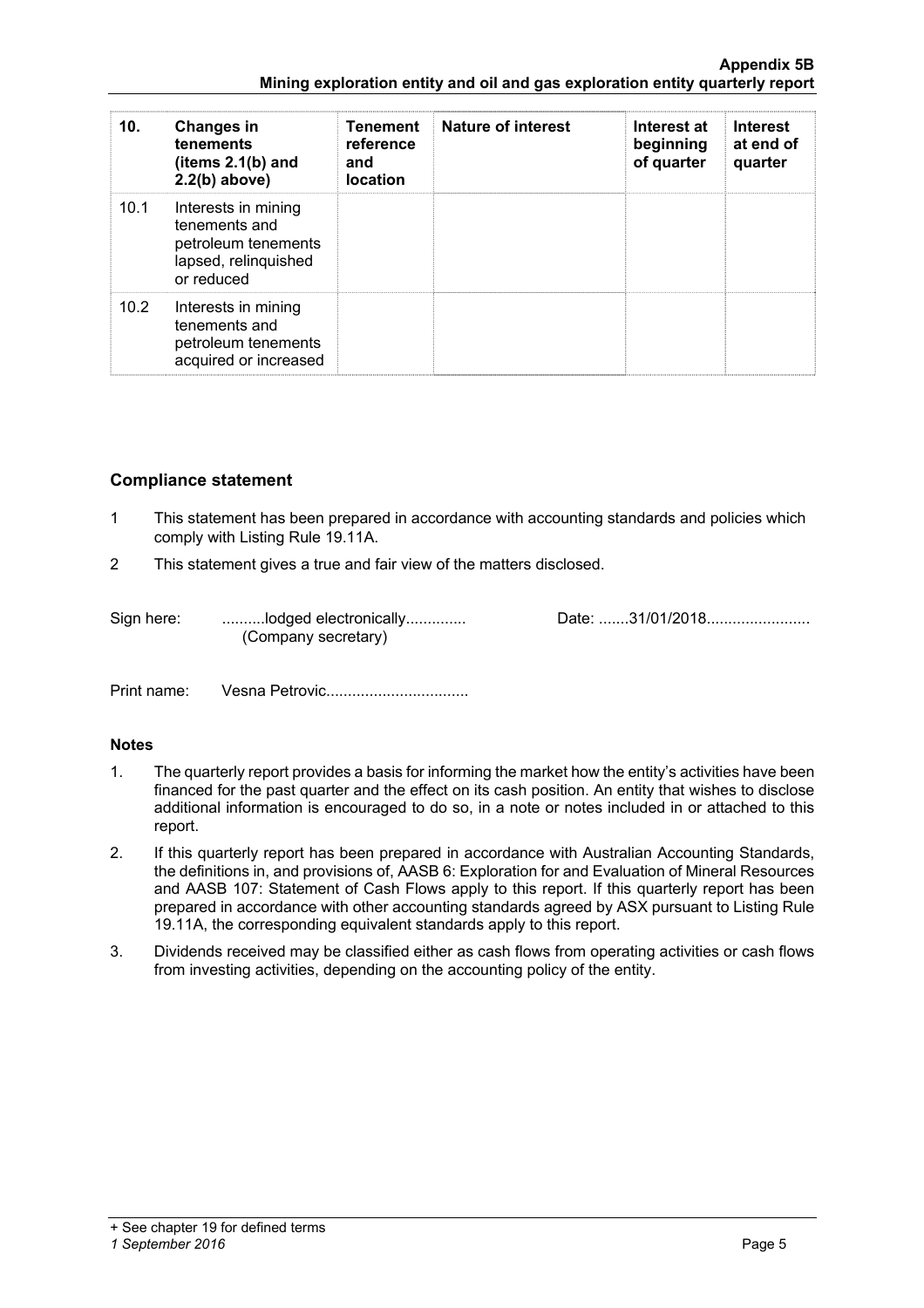| 10. | Changes in tenements (items 2.1(b) and 2.2(b) above) | Tenement reference and location | Nature of interest | Interest at beginning of quarter | Interest at end of quarter |
|---|---|---|---|---|---|
| 10.1 | Interests in mining tenements and petroleum tenements lapsed, relinquished or reduced | | | | |
| 10.2 | Interests in mining tenements and petroleum tenements acquired or increased | | | | |

## Compliance statement

1. This statement has been prepared in accordance with accounting standards and policies which comply with Listing Rule 19.11A.
2. This statement gives a true and fair view of the matters disclosed.

Sign here: ..........lodged electronically.............. (Company secretary)    Date: .......31/01/2018........................

Print name: Vesna Petrovic................................

### Notes

1. The quarterly report provides a basis for informing the market how the entity's activities have been financed for the past quarter and the effect on its cash position. An entity that wishes to disclose additional information is encouraged to do so, in a note or notes included in or attached to this report.
2. If this quarterly report has been prepared in accordance with Australian Accounting Standards, the definitions in, and provisions of, AASB 6: Exploration for and Evaluation of Mineral Resources and AASB 107: Statement of Cash Flows apply to this report. If this quarterly report has been prepared in accordance with other accounting standards agreed by ASX pursuant to Listing Rule 19.11A, the corresponding equivalent standards apply to this report.
3. Dividends received may be classified either as cash flows from operating activities or cash flows from investing activities, depending on the accounting policy of the entity.